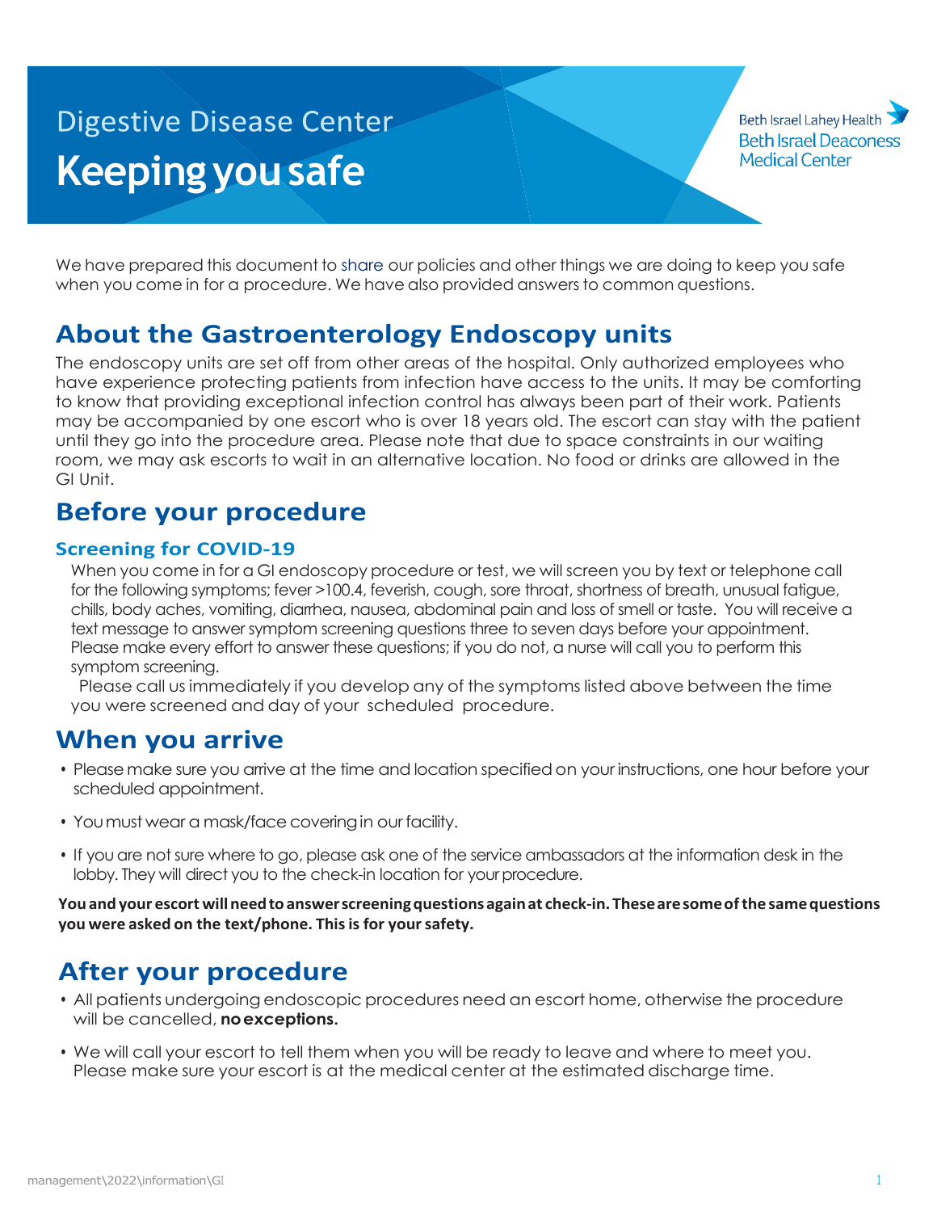Digestive Disease Center

# Keeping you safe

Beth Israel Lahey Health
Beth Israel Deaconess Medical Center

We have prepared this document to share our policies and other things we are doing to keep you safe when you come in for a procedure. We have also provided answers to common questions.

## About the Gastroenterology Endoscopy units

The endoscopy units are set off from other areas of the hospital. Only authorized employees who have experience protecting patients from infection have access to the units. It may be comforting to know that providing exceptional infection control has always been part of their work. Patients may be accompanied by one escort who is over 18 years old. The escort can stay with the patient until they go into the procedure area. Please note that due to space constraints in our waiting room, we may ask escorts to wait in an alternative location. No food or drinks are allowed in the GI Unit.

## Before your procedure

### Screening for COVID-19

When you come in for a GI endoscopy procedure or test, we will screen you by text or telephone call for the following symptoms; fever >100.4, feverish, cough, sore throat, shortness of breath, unusual fatigue, chills, body aches, vomiting, diarrhea, nausea, abdominal pain and loss of smell or taste. You will receive a text message to answer symptom screening questions three to seven days before your appointment. Please make every effort to answer these questions; if you do not, a nurse will call you to perform this symptom screening.

Please call us immediately if you develop any of the symptoms listed above between the time you were screened and day of your scheduled procedure.

## When you arrive

- Please make sure you arrive at the time and location specified on your instructions, one hour before your scheduled appointment.
- You must wear a mask/face covering in our facility.
- If you are not sure where to go, please ask one of the service ambassadors at the information desk in the lobby. They will direct you to the check-in location for your procedure.

**You and your escort will need to answer screening questions again at check-in. These are some of the same questions you were asked on the text/phone. This is for your safety.**

## After your procedure

- All patients undergoing endoscopic procedures need an escort home, otherwise the procedure will be cancelled, **no exceptions.**
- We will call your escort to tell them when you will be ready to leave and where to meet you. Please make sure your escort is at the medical center at the estimated discharge time.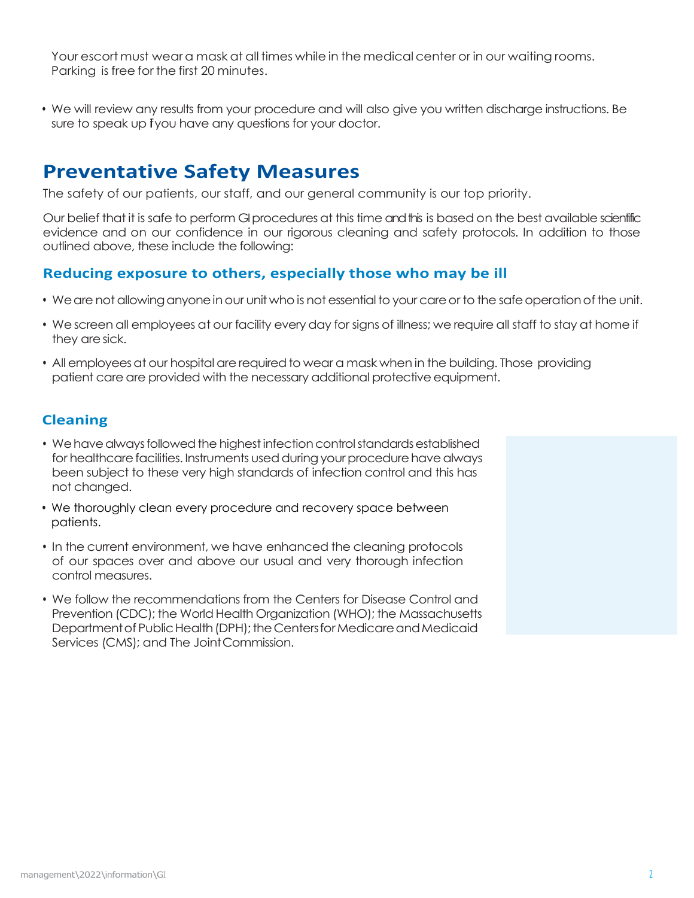Your escort must wear a mask at all times while in the medical center or in our waiting rooms. Parking is free for the first 20 minutes.

- We will review any results from your procedure and will also give you written discharge instructions. Be sure to speak up if you have any questions for your doctor.

## Preventative Safety Measures

The safety of our patients, our staff, and our general community is our top priority.

Our belief that it is safe to perform GI procedures at this time and this is based on the best available scientific evidence and on our confidence in our rigorous cleaning and safety protocols. In addition to those outlined above, these include the following:

### Reducing exposure to others, especially those who may be ill

- We are not allowing anyone in our unit who is not essential to your care or to the safe operation of the unit.
- We screen all employees at our facility every day for signs of illness; we require all staff to stay at home if they are sick.
- All employees at our hospital are required to wear a mask when in the building. Those providing patient care are provided with the necessary additional protective equipment.

### Cleaning

- We have always followed the highest infection control standards established for healthcare facilities. Instruments used during your procedure have always been subject to these very high standards of infection control and this has not changed.
- We thoroughly clean every procedure and recovery space between patients.
- In the current environment, we have enhanced the cleaning protocols of our spaces over and above our usual and very thorough infection control measures.
- We follow the recommendations from the Centers for Disease Control and Prevention (CDC); the World Health Organization (WHO); the Massachusetts Department of Public Health (DPH); the Centers for Medicare and Medicaid Services (CMS); and The Joint Commission.

management\2022\information\GI